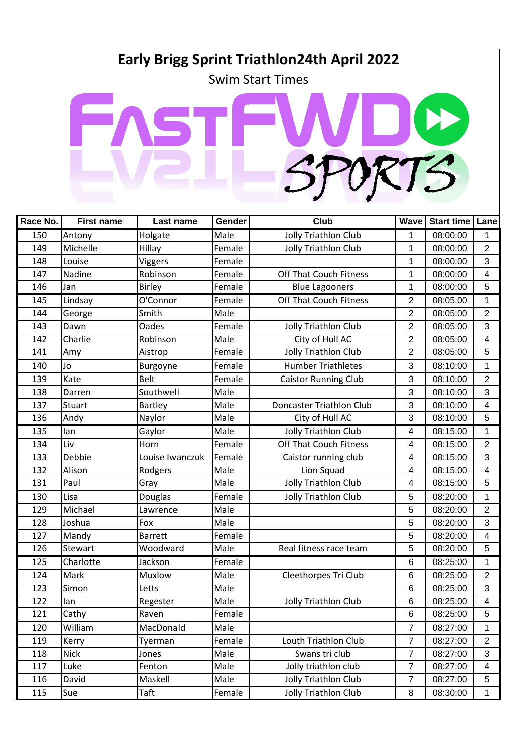# Early Brigg Sprint Triathlon24th April 2022

Swim Start Times

FASTFWD SPORTS

| Race No. | First name | Last name | Gender | Club | Wave | Start time | Lane |
|---|---|---|---|---|---|---|---|
| 150 | Antony | Holgate | Male | Jolly Triathlon Club | 1 | 08:00:00 | 1 |
| 149 | Michelle | Hillay | Female | Jolly Triathlon Club | 1 | 08:00:00 | 2 |
| 148 | Louise | Viggers | Female | | 1 | 08:00:00 | 3 |
| 147 | Nadine | Robinson | Female | Off That Couch Fitness | 1 | 08:00:00 | 4 |
| 146 | Jan | Birley | Female | Blue Lagooners | 1 | 08:00:00 | 5 |
| 145 | Lindsay | O'Connor | Female | Off That Couch Fitness | 2 | 08:05:00 | 1 |
| 144 | George | Smith | Male | | 2 | 08:05:00 | 2 |
| 143 | Dawn | Oades | Female | Jolly Triathlon Club | 2 | 08:05:00 | 3 |
| 142 | Charlie | Robinson | Male | City of Hull AC | 2 | 08:05:00 | 4 |
| 141 | Amy | Aistrop | Female | Jolly Triathlon Club | 2 | 08:05:00 | 5 |
| 140 | Jo | Burgoyne | Female | Humber Triathletes | 3 | 08:10:00 | 1 |
| 139 | Kate | Belt | Female | Caistor Running Club | 3 | 08:10:00 | 2 |
| 138 | Darren | Southwell | Male | | 3 | 08:10:00 | 3 |
| 137 | Stuart | Bartley | Male | Doncaster Triathlon Club | 3 | 08:10:00 | 4 |
| 136 | Andy | Naylor | Male | City of Hull AC | 3 | 08:10:00 | 5 |
| 135 | Ian | Gaylor | Male | Jolly Triathlon Club | 4 | 08:15:00 | 1 |
| 134 | Liv | Horn | Female | Off That Couch Fitness | 4 | 08:15:00 | 2 |
| 133 | Debbie | Louise Iwanczuk | Female | Caistor running club | 4 | 08:15:00 | 3 |
| 132 | Alison | Rodgers | Male | Lion Squad | 4 | 08:15:00 | 4 |
| 131 | Paul | Gray | Male | Jolly Triathlon Club | 4 | 08:15:00 | 5 |
| 130 | Lisa | Douglas | Female | Jolly Triathlon Club | 5 | 08:20:00 | 1 |
| 129 | Michael | Lawrence | Male | | 5 | 08:20:00 | 2 |
| 128 | Joshua | Fox | Male | | 5 | 08:20:00 | 3 |
| 127 | Mandy | Barrett | Female | | 5 | 08:20:00 | 4 |
| 126 | Stewart | Woodward | Male | Real fitness race team | 5 | 08:20:00 | 5 |
| 125 | Charlotte | Jackson | Female | | 6 | 08:25:00 | 1 |
| 124 | Mark | Muxlow | Male | Cleethorpes Tri Club | 6 | 08:25:00 | 2 |
| 123 | Simon | Letts | Male | | 6 | 08:25:00 | 3 |
| 122 | Ian | Regester | Male | Jolly Triathlon Club | 6 | 08:25:00 | 4 |
| 121 | Cathy | Raven | Female | | 6 | 08:25:00 | 5 |
| 120 | William | MacDonald | Male | | 7 | 08:27:00 | 1 |
| 119 | Kerry | Tyerman | Female | Louth Triathlon Club | 7 | 08:27:00 | 2 |
| 118 | Nick | Jones | Male | Swans tri club | 7 | 08:27:00 | 3 |
| 117 | Luke | Fenton | Male | Jolly triathlon club | 7 | 08:27:00 | 4 |
| 116 | David | Maskell | Male | Jolly Triathlon Club | 7 | 08:27:00 | 5 |
| 115 | Sue | Taft | Female | Jolly Triathlon Club | 8 | 08:30:00 | 1 |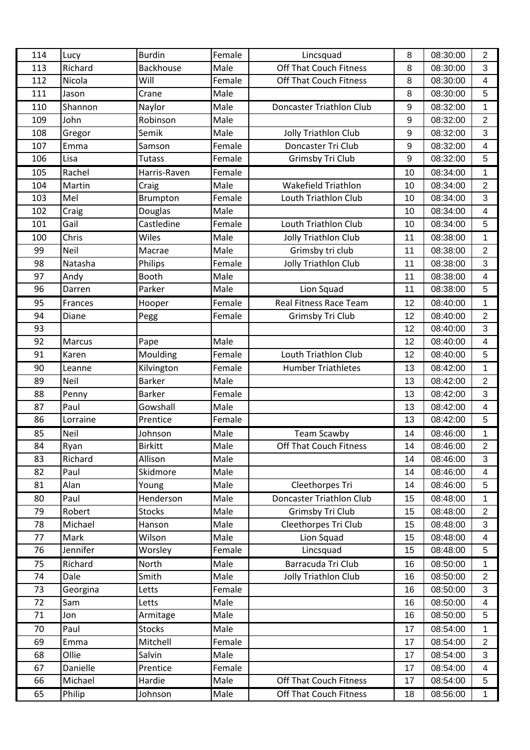| 114 | Lucy | Burdin | Female | Lincsquad | 8 | 08:30:00 | 2 |
|---|---|---|---|---|---|---|---|
| 113 | Richard | Backhouse | Male | Off That Couch Fitness | 8 | 08:30:00 | 3 |
| 112 | Nicola | Will | Female | Off That Couch Fitness | 8 | 08:30:00 | 4 |
| 111 | Jason | Crane | Male | | 8 | 08:30:00 | 5 |
| 110 | Shannon | Naylor | Male | Doncaster Triathlon Club | 9 | 08:32:00 | 1 |
| 109 | John | Robinson | Male | | 9 | 08:32:00 | 2 |
| 108 | Gregor | Semik | Male | Jolly Triathlon Club | 9 | 08:32:00 | 3 |
| 107 | Emma | Samson | Female | Doncaster Tri Club | 9 | 08:32:00 | 4 |
| 106 | Lisa | Tutass | Female | Grimsby Tri Club | 9 | 08:32:00 | 5 |
| 105 | Rachel | Harris-Raven | Female | | 10 | 08:34:00 | 1 |
| 104 | Martin | Craig | Male | Wakefield Triathlon | 10 | 08:34:00 | 2 |
| 103 | Mel | Brumpton | Female | Louth Triathlon Club | 10 | 08:34:00 | 3 |
| 102 | Craig | Douglas | Male | | 10 | 08:34:00 | 4 |
| 101 | Gail | Castledine | Female | Louth Triathlon Club | 10 | 08:34:00 | 5 |
| 100 | Chris | Wiles | Male | Jolly Triathlon Club | 11 | 08:38:00 | 1 |
| 99 | Neil | Macrae | Male | Grimsby tri club | 11 | 08:38:00 | 2 |
| 98 | Natasha | Philips | Female | Jolly Triathlon Club | 11 | 08:38:00 | 3 |
| 97 | Andy | Booth | Male | | 11 | 08:38:00 | 4 |
| 96 | Darren | Parker | Male | Lion Squad | 11 | 08:38:00 | 5 |
| 95 | Frances | Hooper | Female | Real Fitness Race Team | 12 | 08:40:00 | 1 |
| 94 | Diane | Pegg | Female | Grimsby Tri Club | 12 | 08:40:00 | 2 |
| 93 | | | | | 12 | 08:40:00 | 3 |
| 92 | Marcus | Pape | Male | | 12 | 08:40:00 | 4 |
| 91 | Karen | Moulding | Female | Louth Triathlon Club | 12 | 08:40:00 | 5 |
| 90 | Leanne | Kilvington | Female | Humber Triathletes | 13 | 08:42:00 | 1 |
| 89 | Neil | Barker | Male | | 13 | 08:42:00 | 2 |
| 88 | Penny | Barker | Female | | 13 | 08:42:00 | 3 |
| 87 | Paul | Gowshall | Male | | 13 | 08:42:00 | 4 |
| 86 | Lorraine | Prentice | Female | | 13 | 08:42:00 | 5 |
| 85 | Neil | Johnson | Male | Team Scawby | 14 | 08:46:00 | 1 |
| 84 | Ryan | Birkitt | Male | Off That Couch Fitness | 14 | 08:46:00 | 2 |
| 83 | Richard | Allison | Male | | 14 | 08:46:00 | 3 |
| 82 | Paul | Skidmore | Male | | 14 | 08:46:00 | 4 |
| 81 | Alan | Young | Male | Cleethorpes Tri | 14 | 08:46:00 | 5 |
| 80 | Paul | Henderson | Male | Doncaster Triathlon Club | 15 | 08:48:00 | 1 |
| 79 | Robert | Stocks | Male | Grimsby Tri Club | 15 | 08:48:00 | 2 |
| 78 | Michael | Hanson | Male | Cleethorpes Tri Club | 15 | 08:48:00 | 3 |
| 77 | Mark | Wilson | Male | Lion Squad | 15 | 08:48:00 | 4 |
| 76 | Jennifer | Worsley | Female | Lincsquad | 15 | 08:48:00 | 5 |
| 75 | Richard | North | Male | Barracuda Tri Club | 16 | 08:50:00 | 1 |
| 74 | Dale | Smith | Male | Jolly Triathlon Club | 16 | 08:50:00 | 2 |
| 73 | Georgina | Letts | Female | | 16 | 08:50:00 | 3 |
| 72 | Sam | Letts | Male | | 16 | 08:50:00 | 4 |
| 71 | Jon | Armitage | Male | | 16 | 08:50:00 | 5 |
| 70 | Paul | Stocks | Male | | 17 | 08:54:00 | 1 |
| 69 | Emma | Mitchell | Female | | 17 | 08:54:00 | 2 |
| 68 | Ollie | Salvin | Male | | 17 | 08:54:00 | 3 |
| 67 | Danielle | Prentice | Female | | 17 | 08:54:00 | 4 |
| 66 | Michael | Hardie | Male | Off That Couch Fitness | 17 | 08:54:00 | 5 |
| 65 | Philip | Johnson | Male | Off That Couch Fitness | 18 | 08:56:00 | 1 |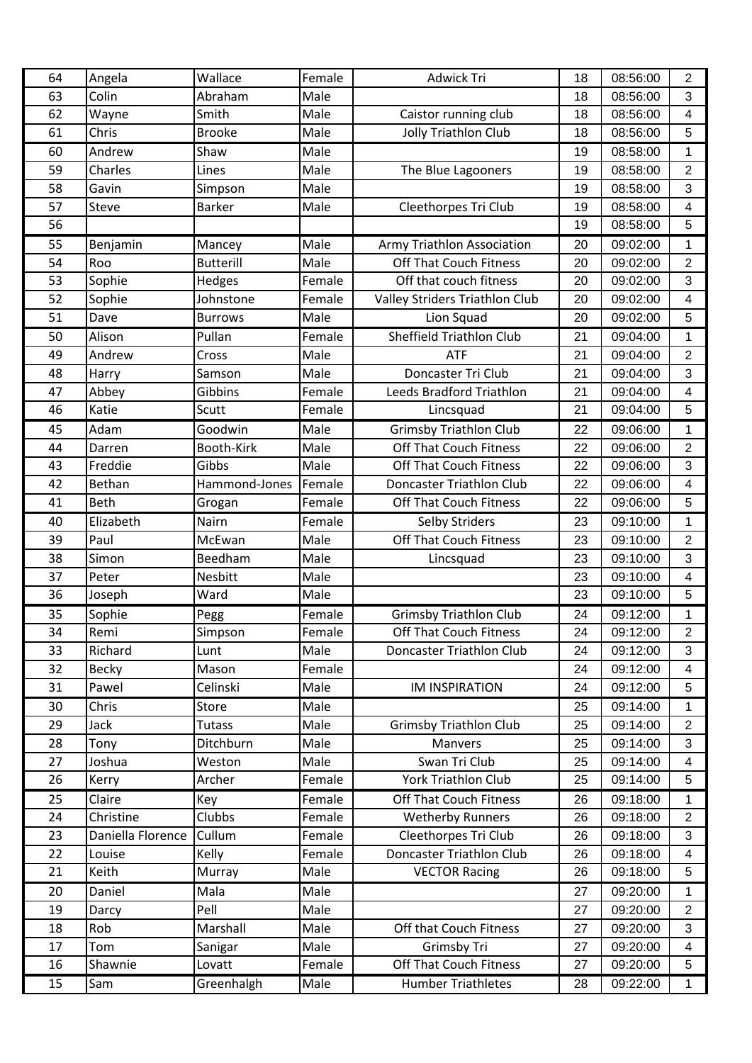| 64 | Angela | Wallace | Female | Adwick Tri | 18 | 08:56:00 | 2 |
|---|---|---|---|---|---|---|---|
| 63 | Colin | Abraham | Male | | 18 | 08:56:00 | 3 |
| 62 | Wayne | Smith | Male | Caistor running club | 18 | 08:56:00 | 4 |
| 61 | Chris | Brooke | Male | Jolly Triathlon Club | 18 | 08:56:00 | 5 |
| 60 | Andrew | Shaw | Male | | 19 | 08:58:00 | 1 |
| 59 | Charles | Lines | Male | The Blue Lagooners | 19 | 08:58:00 | 2 |
| 58 | Gavin | Simpson | Male | | 19 | 08:58:00 | 3 |
| 57 | Steve | Barker | Male | Cleethorpes Tri Club | 19 | 08:58:00 | 4 |
| 56 | | | | | 19 | 08:58:00 | 5 |
| 55 | Benjamin | Mancey | Male | Army Triathlon Association | 20 | 09:02:00 | 1 |
| 54 | Roo | Butterill | Male | Off That Couch Fitness | 20 | 09:02:00 | 2 |
| 53 | Sophie | Hedges | Female | Off that couch fitness | 20 | 09:02:00 | 3 |
| 52 | Sophie | Johnstone | Female | Valley Striders Triathlon Club | 20 | 09:02:00 | 4 |
| 51 | Dave | Burrows | Male | Lion Squad | 20 | 09:02:00 | 5 |
| 50 | Alison | Pullan | Female | Sheffield Triathlon Club | 21 | 09:04:00 | 1 |
| 49 | Andrew | Cross | Male | ATF | 21 | 09:04:00 | 2 |
| 48 | Harry | Samson | Male | Doncaster Tri Club | 21 | 09:04:00 | 3 |
| 47 | Abbey | Gibbins | Female | Leeds Bradford Triathlon | 21 | 09:04:00 | 4 |
| 46 | Katie | Scutt | Female | Lincsquad | 21 | 09:04:00 | 5 |
| 45 | Adam | Goodwin | Male | Grimsby Triathlon Club | 22 | 09:06:00 | 1 |
| 44 | Darren | Booth-Kirk | Male | Off That Couch Fitness | 22 | 09:06:00 | 2 |
| 43 | Freddie | Gibbs | Male | Off That Couch Fitness | 22 | 09:06:00 | 3 |
| 42 | Bethan | Hammond-Jones | Female | Doncaster Triathlon Club | 22 | 09:06:00 | 4 |
| 41 | Beth | Grogan | Female | Off That Couch Fitness | 22 | 09:06:00 | 5 |
| 40 | Elizabeth | Nairn | Female | Selby Striders | 23 | 09:10:00 | 1 |
| 39 | Paul | McEwan | Male | Off That Couch Fitness | 23 | 09:10:00 | 2 |
| 38 | Simon | Beedham | Male | Lincsquad | 23 | 09:10:00 | 3 |
| 37 | Peter | Nesbitt | Male | | 23 | 09:10:00 | 4 |
| 36 | Joseph | Ward | Male | | 23 | 09:10:00 | 5 |
| 35 | Sophie | Pegg | Female | Grimsby Triathlon Club | 24 | 09:12:00 | 1 |
| 34 | Remi | Simpson | Female | Off That Couch Fitness | 24 | 09:12:00 | 2 |
| 33 | Richard | Lunt | Male | Doncaster Triathlon Club | 24 | 09:12:00 | 3 |
| 32 | Becky | Mason | Female | | 24 | 09:12:00 | 4 |
| 31 | Pawel | Celinski | Male | IM INSPIRATION | 24 | 09:12:00 | 5 |
| 30 | Chris | Store | Male | | 25 | 09:14:00 | 1 |
| 29 | Jack | Tutass | Male | Grimsby Triathlon Club | 25 | 09:14:00 | 2 |
| 28 | Tony | Ditchburn | Male | Manvers | 25 | 09:14:00 | 3 |
| 27 | Joshua | Weston | Male | Swan Tri Club | 25 | 09:14:00 | 4 |
| 26 | Kerry | Archer | Female | York Triathlon Club | 25 | 09:14:00 | 5 |
| 25 | Claire | Key | Female | Off That Couch Fitness | 26 | 09:18:00 | 1 |
| 24 | Christine | Clubbs | Female | Wetherby Runners | 26 | 09:18:00 | 2 |
| 23 | Daniella Florence | Cullum | Female | Cleethorpes Tri Club | 26 | 09:18:00 | 3 |
| 22 | Louise | Kelly | Female | Doncaster Triathlon Club | 26 | 09:18:00 | 4 |
| 21 | Keith | Murray | Male | VECTOR Racing | 26 | 09:18:00 | 5 |
| 20 | Daniel | Mala | Male | | 27 | 09:20:00 | 1 |
| 19 | Darcy | Pell | Male | | 27 | 09:20:00 | 2 |
| 18 | Rob | Marshall | Male | Off that Couch Fitness | 27 | 09:20:00 | 3 |
| 17 | Tom | Sanigar | Male | Grimsby Tri | 27 | 09:20:00 | 4 |
| 16 | Shawnie | Lovatt | Female | Off That Couch Fitness | 27 | 09:20:00 | 5 |
| 15 | Sam | Greenhalgh | Male | Humber Triathletes | 28 | 09:22:00 | 1 |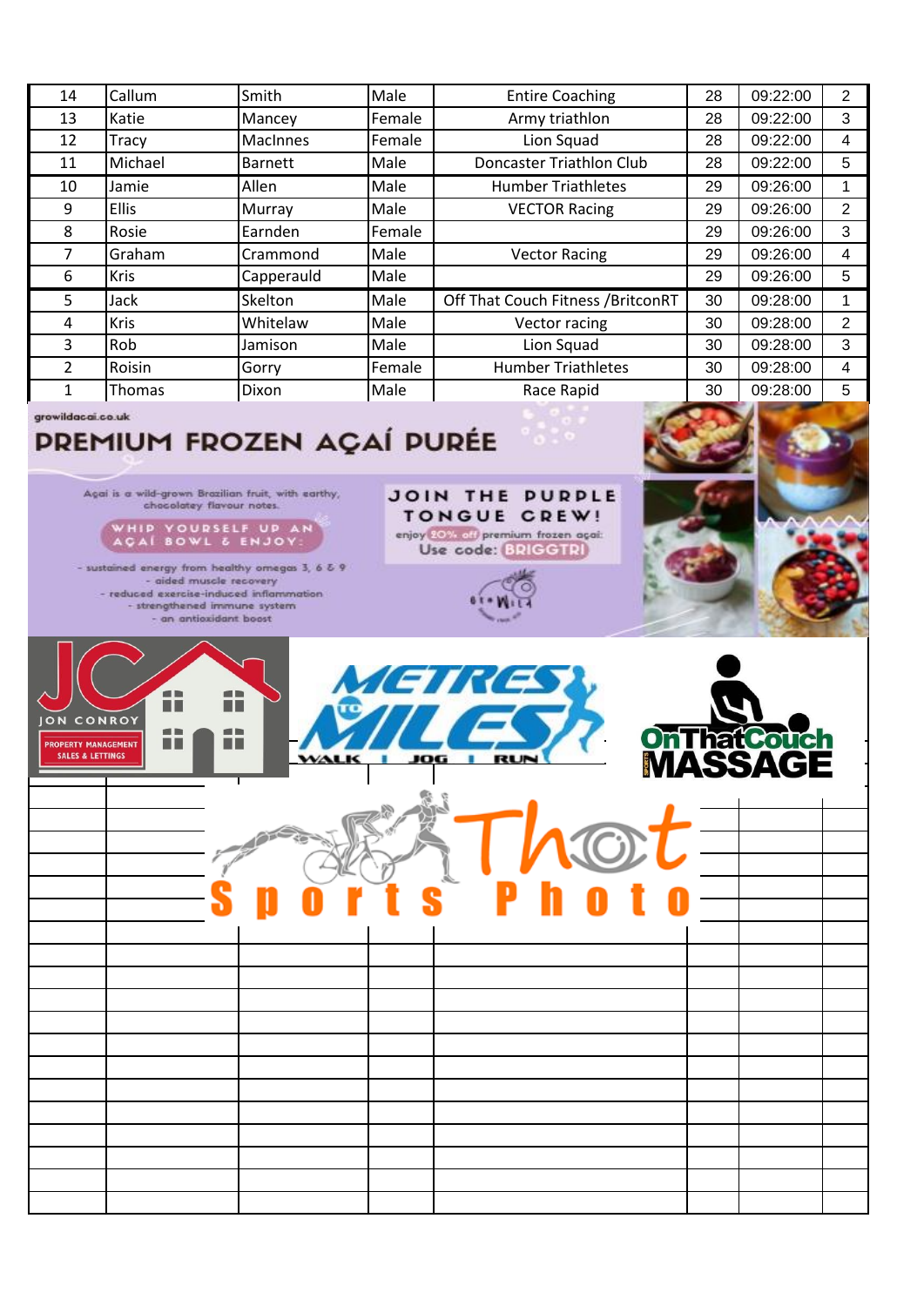| 14 | Callum | Smith | Male | Entire Coaching | 28 | 09:22:00 | 2 |
|---|---|---|---|---|---|---|---|
| 13 | Katie | Mancey | Female | Army triathlon | 28 | 09:22:00 | 3 |
| 12 | Tracy | MacInnes | Female | Lion Squad | 28 | 09:22:00 | 4 |
| 11 | Michael | Barnett | Male | Doncaster Triathlon Club | 28 | 09:22:00 | 5 |
| 10 | Jamie | Allen | Male | Humber Triathletes | 29 | 09:26:00 | 1 |
| 9 | Ellis | Murray | Male | VECTOR Racing | 29 | 09:26:00 | 2 |
| 8 | Rosie | Earnden | Female | | 29 | 09:26:00 | 3 |
| 7 | Graham | Crammond | Male | Vector Racing | 29 | 09:26:00 | 4 |
| 6 | Kris | Capperauld | Male | | 29 | 09:26:00 | 5 |
| 5 | Jack | Skelton | Male | Off That Couch Fitness /BritconRT | 30 | 09:28:00 | 1 |
| 4 | Kris | Whitelaw | Male | Vector racing | 30 | 09:28:00 | 2 |
| 3 | Rob | Jamison | Male | Lion Squad | 30 | 09:28:00 | 3 |
| 2 | Roisin | Gorry | Female | Humber Triathletes | 30 | 09:28:00 | 4 |
| 1 | Thomas | Dixon | Male | Race Rapid | 30 | 09:28:00 | 5 |

growildacai.co.uk

PREMIUM FROZEN AÇAÍ PURÉE

Açaí is a wild-grown Brazilian fruit, with earthy, chocolatey flavour notes.

WHIP YOURSELF UP AN AÇAÍ BOWL & ENJOY:

- sustained energy from healthy omegas 3, 6 & 9
- aided muscle recovery
- reduced exercise-induced inflammation
- strengthened immune system
- an antioxidant boost

JOIN THE PURPLE TONGUE CREW!

enjoy 20% off premium frozen açaí

Use code: BRIGGTRI

JON CONROY PROPERTY MANAGEMENT SALES & LETTINGS

METRES TO MILES WALK | JOG | RUN

OnThatCouch MASSAGE

That Sports Photo